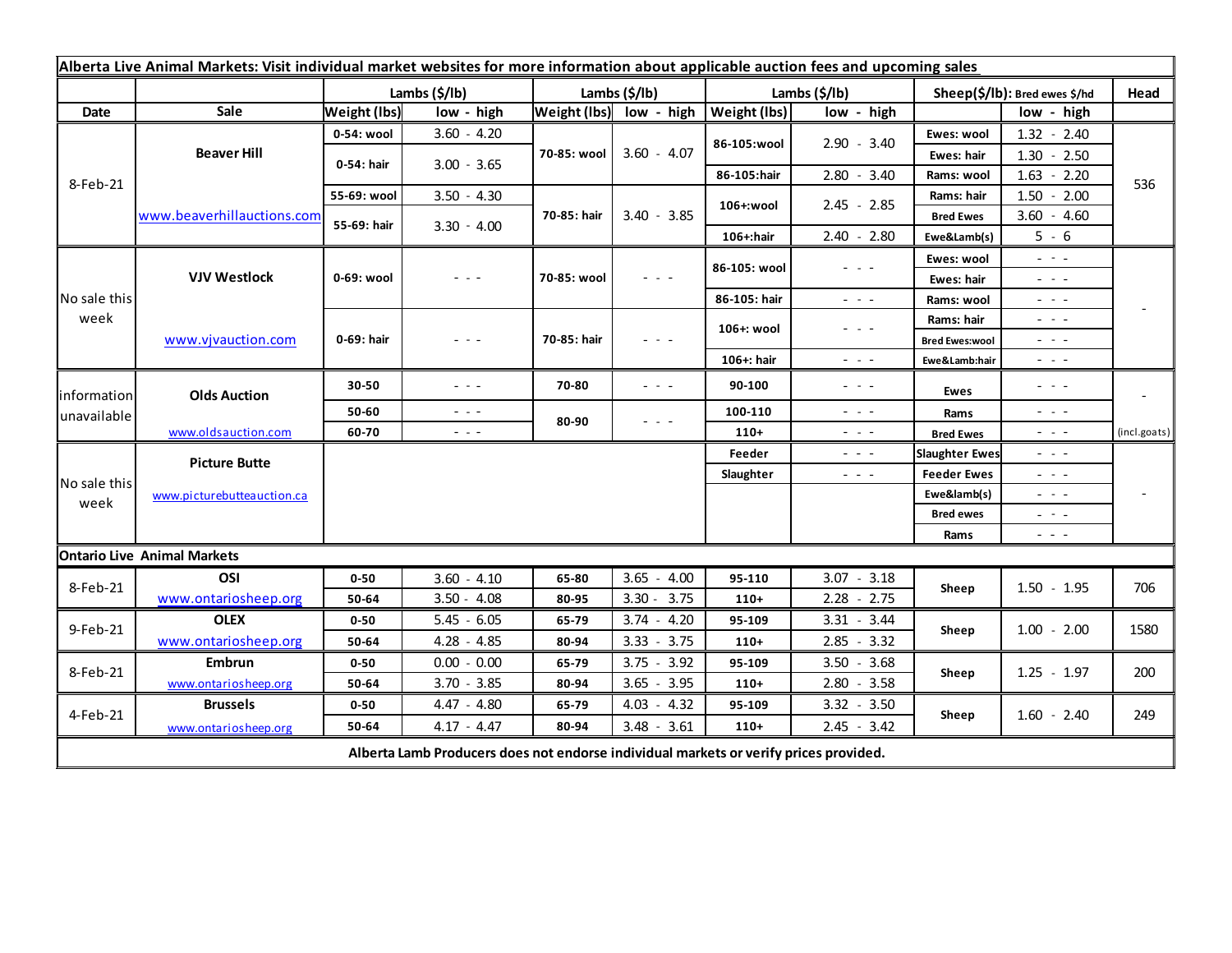**Alberta Live Animal Markets: Visit individual market websites for more information about applicable auction fees and upcoming sales**

| Date | Sale | Lambs ($/lb) Weight (lbs) | low - high | Lambs ($/lb) Weight (lbs) | low - high | Lambs ($/lb) Weight (lbs) | low - high | Sheep($/lb): Bred ewes $/hd | low - high | Head |
|---|---|---|---|---|---|---|---|---|---|---|
| 8-Feb-21 | Beaver Hill www.beaverhillauctions.com | 0-54: wool | 3.60 - 4.20 | 70-85: wool | 3.60 - 4.07 | 86-105:wool | 2.90 - 3.40 | Ewes: wool | 1.32 - 2.40 | 536 |
| | | 0-54: hair | 3.00 - 3.65 | | | | | Ewes: hair | 1.30 - 2.50 | |
| | | | | | | 86-105:hair | 2.80 - 3.40 | Rams: wool | 1.63 - 2.20 | |
| | | 55-69: wool | 3.50 - 4.30 | 70-85: hair | 3.40 - 3.85 | 106+:wool | 2.45 - 2.85 | Rams: hair | 1.50 - 2.00 | |
| | | 55-69: hair | 3.30 - 4.00 | | | | | Bred Ewes | 3.60 - 4.60 | |
| | | | | | | 106+:hair | 2.40 - 2.80 | Ewe&Lamb(s) | 5 - 6 | |
| No sale this week | VJV Westlock www.vjvauction.com | 0-69: wool | - - - | 70-85: wool | - - - | 86-105: wool | - - - | Ewes: wool | - - - | - |
| | | | | | | | | Ewes: hair | - - - | |
| | | | | | | 86-105: hair | - - - | Rams: wool | - - - | |
| | | 0-69: hair | - - - | 70-85: hair | - - - | 106+: wool | - - - | Rams: hair | - - - | |
| | | | | | | | | Bred Ewes:wool | - - - | |
| | | | | | | 106+: hair | - - - | Ewe&Lamb:hair | - - - | |
| information unavailable | Olds Auction www.oldsauction.com | 30-50 | - - - | 70-80 | - - - | 90-100 | - - - | Ewes | - - - | - (incl.goats) |
| | | 50-60 | - - - | 80-90 | - - - | 100-110 | - - - | Rams | - - - | |
| | | 60-70 | - - - | | | 110+ | - - - | Bred Ewes | - - - | |
| No sale this week | Picture Butte www.picturebutteauction.ca | | | | | Feeder | - - - | Slaughter Ewes | - - - | - |
| | | | | | | Slaughter | - - - | Feeder Ewes | - - - | |
| | | | | | | | | Ewe&lamb(s) | - - - | |
| | | | | | | | | Bred ewes | - - - | |
| | | | | | | | | Rams | - - - | |

**Ontario Live Animal Markets**

| Date | Sale | Weight (lbs) | low - high | Weight (lbs) | low - high | Weight (lbs) | low - high | | low - high | Head |
|---|---|---|---|---|---|---|---|---|---|---|
| 8-Feb-21 | OSI www.ontariosheep.org | 0-50 | 3.60 - 4.10 | 65-80 | 3.65 - 4.00 | 95-110 | 3.07 - 3.18 | Sheep | 1.50 - 1.95 | 706 |
| | | 50-64 | 3.50 - 4.08 | 80-95 | 3.30 - 3.75 | 110+ | 2.28 - 2.75 | | | |
| 9-Feb-21 | OLEX www.ontariosheep.org | 0-50 | 5.45 - 6.05 | 65-79 | 3.74 - 4.20 | 95-109 | 3.31 - 3.44 | Sheep | 1.00 - 2.00 | 1580 |
| | | 50-64 | 4.28 - 4.85 | 80-94 | 3.33 - 3.75 | 110+ | 2.85 - 3.32 | | | |
| 8-Feb-21 | Embrun www.ontariosheep.org | 0-50 | 0.00 - 0.00 | 65-79 | 3.75 - 3.92 | 95-109 | 3.50 - 3.68 | Sheep | 1.25 - 1.97 | 200 |
| | | 50-64 | 3.70 - 3.85 | 80-94 | 3.65 - 3.95 | 110+ | 2.80 - 3.58 | | | |
| 4-Feb-21 | Brussels www.ontariosheep.org | 0-50 | 4.47 - 4.80 | 65-79 | 4.03 - 4.32 | 95-109 | 3.32 - 3.50 | Sheep | 1.60 - 2.40 | 249 |
| | | 50-64 | 4.17 - 4.47 | 80-94 | 3.48 - 3.61 | 110+ | 2.45 - 3.42 | | | |

**Alberta Lamb Producers does not endorse individual markets or verify prices provided.**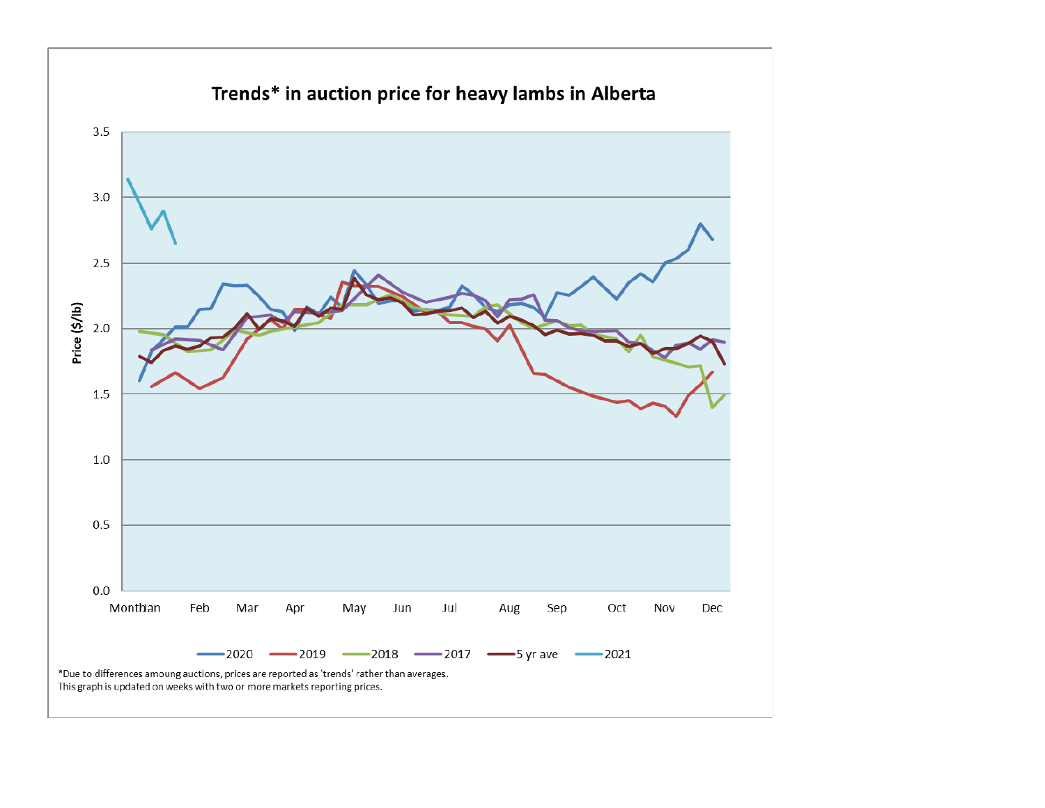## Trends* in auction price for heavy lambs in Alberta

Price ($/lb)

3.5
3.0
2.5
2.0
1.5
1.0
0.5
0.0

Month Jan Feb Mar Apr May Jun Jul Aug Sep Oct Nov Dec

2020 2019 2018 2017 5 yr ave 2021

*Due to differences amoung auctions, prices are reported as 'trends' rather than averages.
This graph is updated on weeks with two or more markets reporting prices.